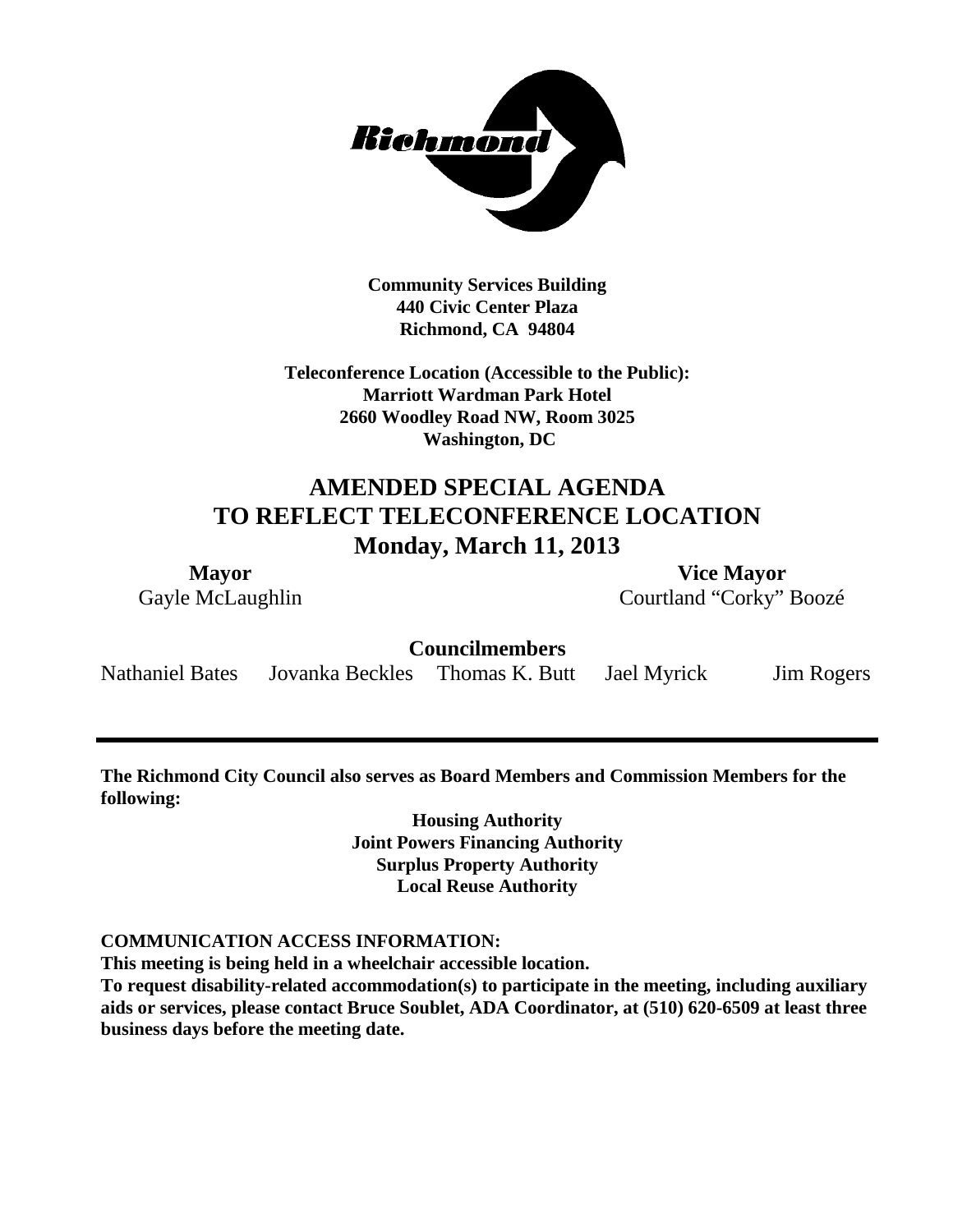**Community Services Building**
**440 Civic Center Plaza**
**Richmond, CA 94804**

**Teleconference Location (Accessible to the Public):**
**Marriott Wardman Park Hotel**
**2660 Woodley Road NW, Room 3025**
**Washington, DC**

# AMENDED SPECIAL AGENDA TO REFLECT TELECONFERENCE LOCATION

## Monday, March 11, 2013

**Mayor**
Gayle McLaughlin

**Vice Mayor**
Courtland "Corky" Boozé

**Councilmembers**

Nathaniel Bates    Jovanka Beckles    Thomas K. Butt    Jael Myrick    Jim Rogers

---

**The Richmond City Council also serves as Board Members and Commission Members for the following:**

**Housing Authority**
**Joint Powers Financing Authority**
**Surplus Property Authority**
**Local Reuse Authority**

**COMMUNICATION ACCESS INFORMATION:**
**This meeting is being held in a wheelchair accessible location.**
**To request disability-related accommodation(s) to participate in the meeting, including auxiliary aids or services, please contact Bruce Soublet, ADA Coordinator, at (510) 620-6509 at least three business days before the meeting date.**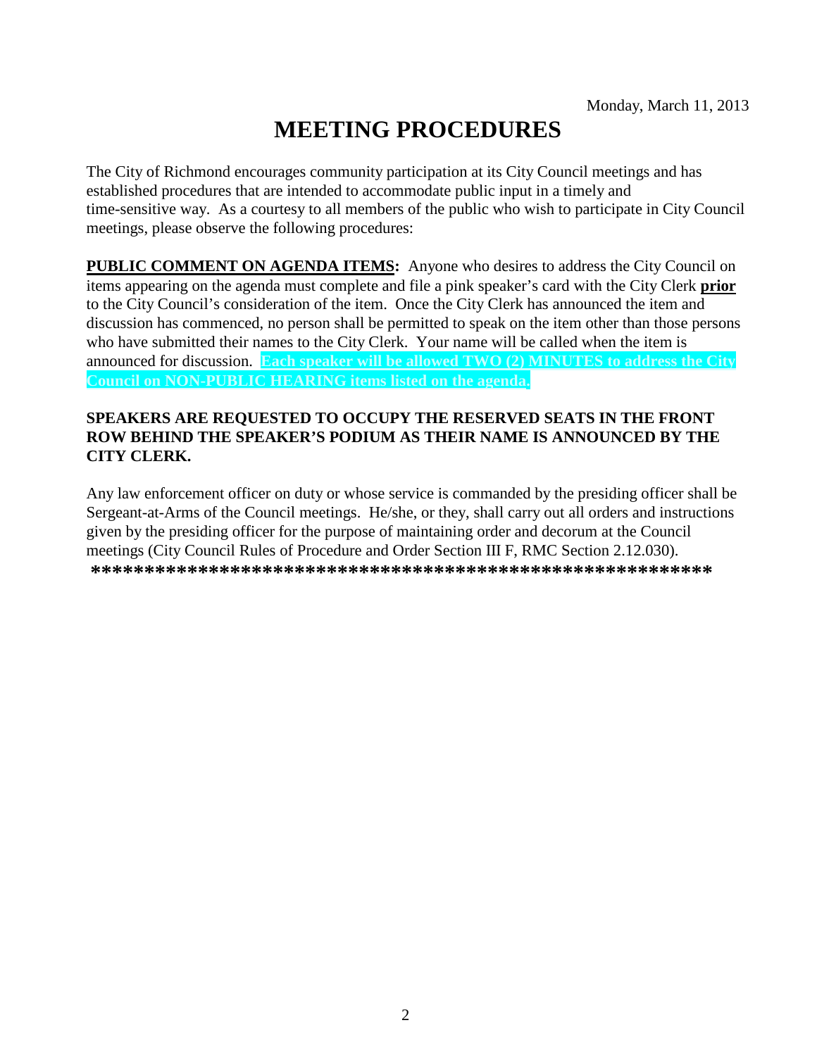Monday, March 11, 2013

# MEETING PROCEDURES

The City of Richmond encourages community participation at its City Council meetings and has established procedures that are intended to accommodate public input in a timely and time-sensitive way. As a courtesy to all members of the public who wish to participate in City Council meetings, please observe the following procedures:

**PUBLIC COMMENT ON AGENDA ITEMS:** Anyone who desires to address the City Council on items appearing on the agenda must complete and file a pink speaker's card with the City Clerk **prior** to the City Council's consideration of the item. Once the City Clerk has announced the item and discussion has commenced, no person shall be permitted to speak on the item other than those persons who have submitted their names to the City Clerk. Your name will be called when the item is announced for discussion. **Each speaker will be allowed TWO (2) MINUTES to address the City Council on NON-PUBLIC HEARING items listed on the agenda.**

**SPEAKERS ARE REQUESTED TO OCCUPY THE RESERVED SEATS IN THE FRONT ROW BEHIND THE SPEAKER'S PODIUM AS THEIR NAME IS ANNOUNCED BY THE CITY CLERK.**

Any law enforcement officer on duty or whose service is commanded by the presiding officer shall be Sergeant-at-Arms of the Council meetings. He/she, or they, shall carry out all orders and instructions given by the presiding officer for the purpose of maintaining order and decorum at the Council meetings (City Council Rules of Procedure and Order Section III F, RMC Section 2.12.030).

************************************************************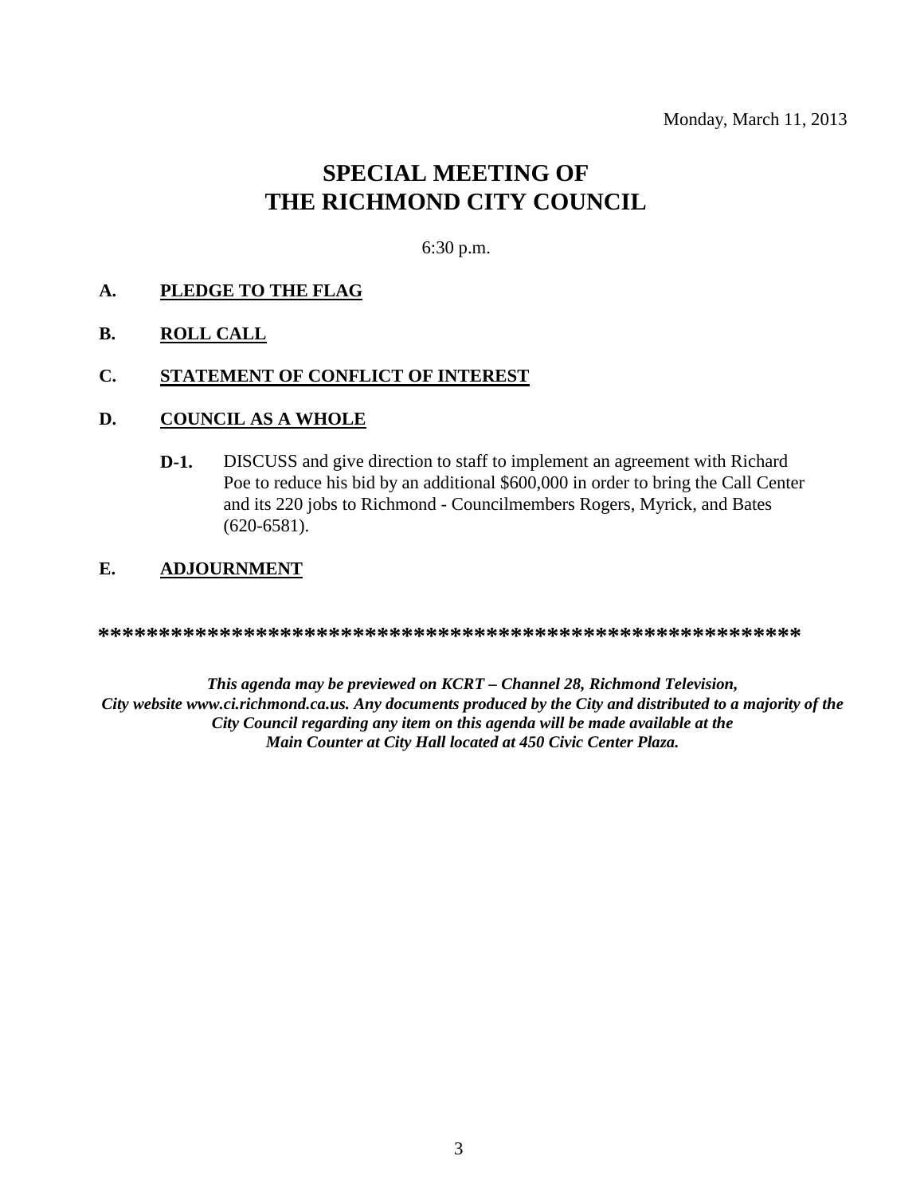Monday, March 11, 2013

# SPECIAL MEETING OF
# THE RICHMOND CITY COUNCIL

6:30 p.m.

**A. <u>PLEDGE TO THE FLAG</u>**

**B. <u>ROLL CALL</u>**

**C. <u>STATEMENT OF CONFLICT OF INTEREST</u>**

**D. <u>COUNCIL AS A WHOLE</u>**

**D-1.** DISCUSS and give direction to staff to implement an agreement with Richard Poe to reduce his bid by an additional $600,000 in order to bring the Call Center and its 220 jobs to Richmond - Councilmembers Rogers, Myrick, and Bates (620-6581).

**E. <u>ADJOURNMENT</u>**

**********************************************************

***This agenda may be previewed on KCRT – Channel 28, Richmond Television, City website www.ci.richmond.ca.us. Any documents produced by the City and distributed to a majority of the City Council regarding any item on this agenda will be made available at the Main Counter at City Hall located at 450 Civic Center Plaza.***